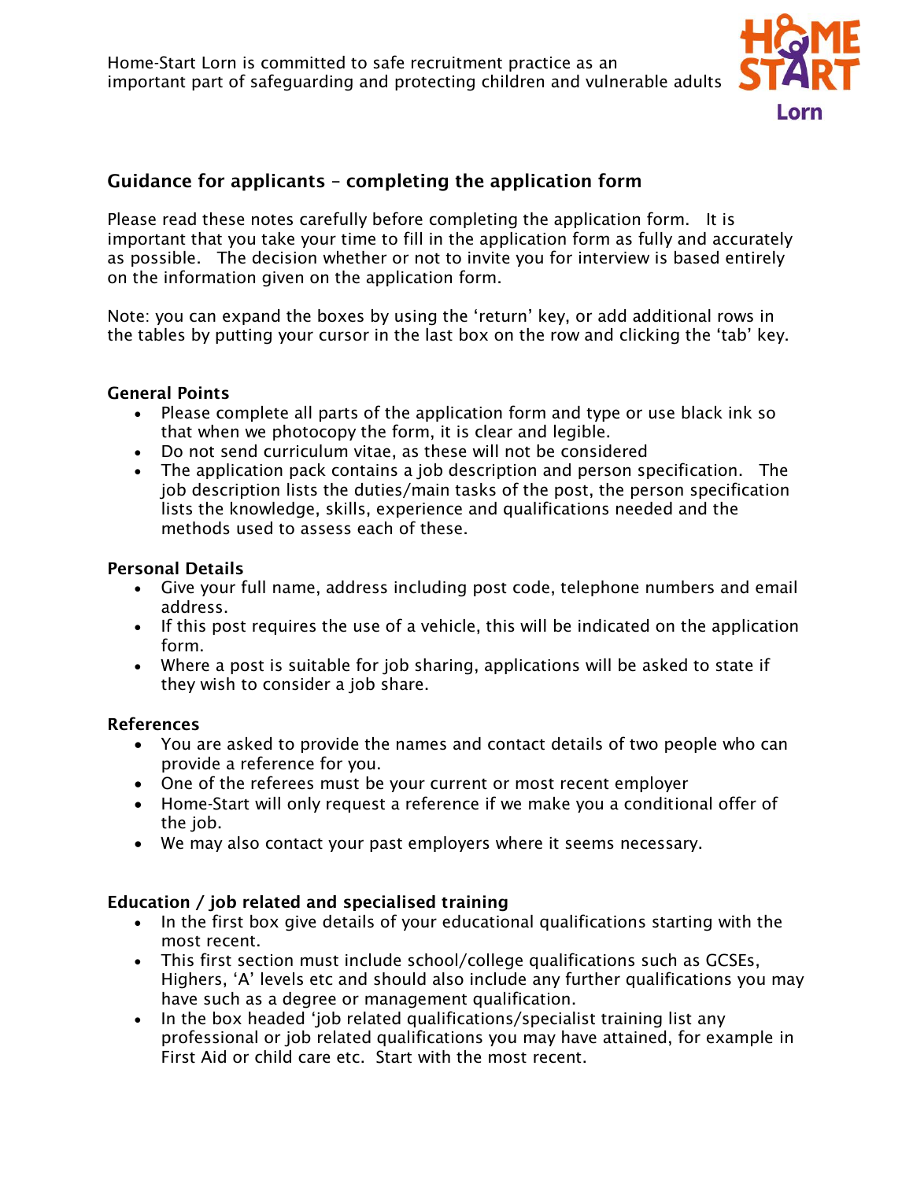Home-Start Lorn is committed to safe recruitment practice as an important part of safeguarding and protecting children and vulnerable adults

HOME START Lorn

## Guidance for applicants – completing the application form

Please read these notes carefully before completing the application form. It is important that you take your time to fill in the application form as fully and accurately as possible. The decision whether or not to invite you for interview is based entirely on the information given on the application form.

Note: you can expand the boxes by using the 'return' key, or add additional rows in the tables by putting your cursor in the last box on the row and clicking the 'tab' key.

### General Points

- Please complete all parts of the application form and type or use black ink so that when we photocopy the form, it is clear and legible.
- Do not send curriculum vitae, as these will not be considered
- The application pack contains a job description and person specification. The job description lists the duties/main tasks of the post, the person specification lists the knowledge, skills, experience and qualifications needed and the methods used to assess each of these.

### Personal Details

- Give your full name, address including post code, telephone numbers and email address.
- If this post requires the use of a vehicle, this will be indicated on the application form.
- Where a post is suitable for job sharing, applications will be asked to state if they wish to consider a job share.

### References

- You are asked to provide the names and contact details of two people who can provide a reference for you.
- One of the referees must be your current or most recent employer
- Home-Start will only request a reference if we make you a conditional offer of the job.
- We may also contact your past employers where it seems necessary.

### Education / job related and specialised training

- In the first box give details of your educational qualifications starting with the most recent.
- This first section must include school/college qualifications such as GCSEs, Highers, 'A' levels etc and should also include any further qualifications you may have such as a degree or management qualification.
- In the box headed 'job related qualifications/specialist training list any professional or job related qualifications you may have attained, for example in First Aid or child care etc. Start with the most recent.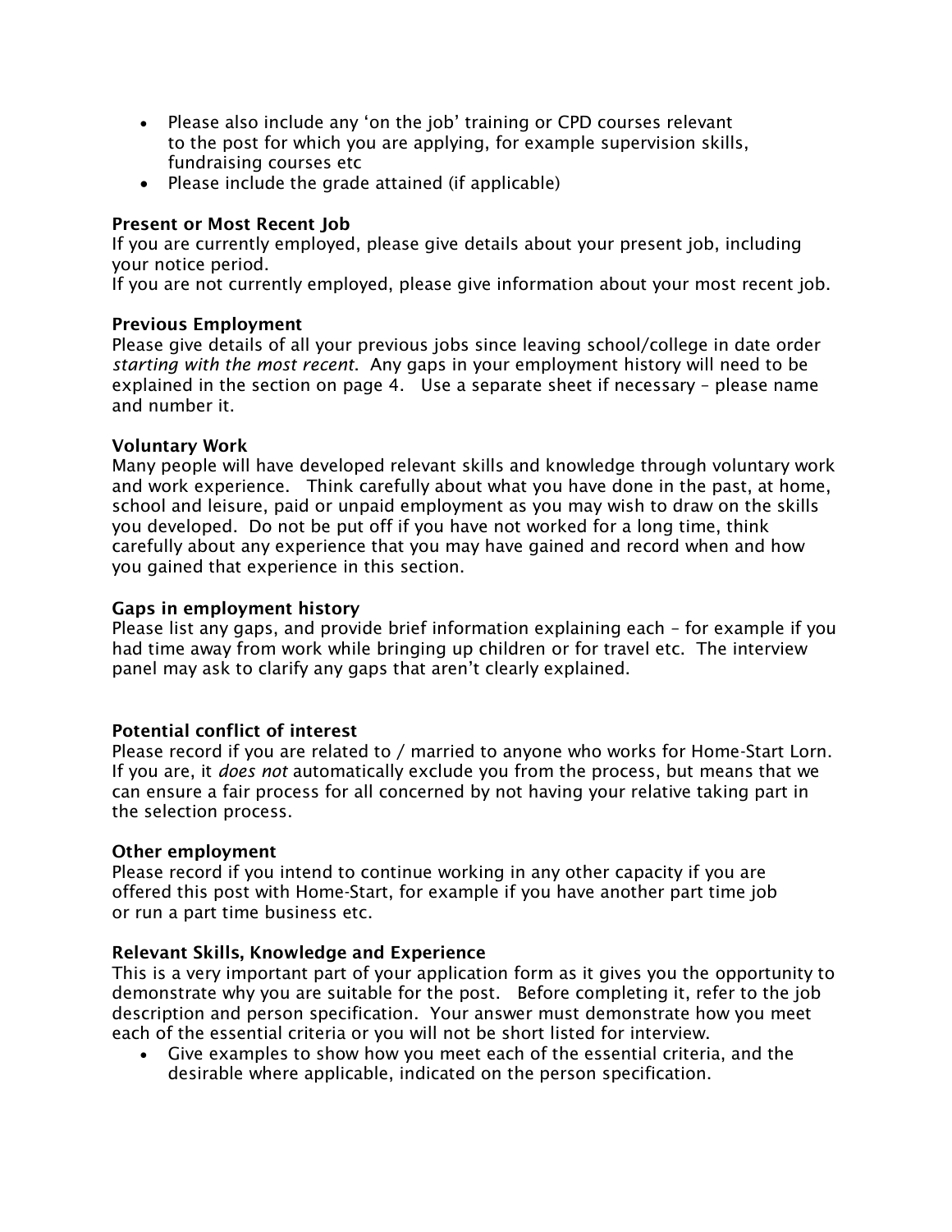- Please also include any 'on the job' training or CPD courses relevant to the post for which you are applying, for example supervision skills, fundraising courses etc
- Please include the grade attained (if applicable)

**Present or Most Recent Job**
If you are currently employed, please give details about your present job, including your notice period.
If you are not currently employed, please give information about your most recent job.

**Previous Employment**
Please give details of all your previous jobs since leaving school/college in date order *starting with the most recent.* Any gaps in your employment history will need to be explained in the section on page 4. Use a separate sheet if necessary – please name and number it.

**Voluntary Work**
Many people will have developed relevant skills and knowledge through voluntary work and work experience. Think carefully about what you have done in the past, at home, school and leisure, paid or unpaid employment as you may wish to draw on the skills you developed. Do not be put off if you have not worked for a long time, think carefully about any experience that you may have gained and record when and how you gained that experience in this section.

**Gaps in employment history**
Please list any gaps, and provide brief information explaining each – for example if you had time away from work while bringing up children or for travel etc. The interview panel may ask to clarify any gaps that aren't clearly explained.

**Potential conflict of interest**
Please record if you are related to / married to anyone who works for Home-Start Lorn. If you are, it *does not* automatically exclude you from the process, but means that we can ensure a fair process for all concerned by not having your relative taking part in the selection process.

**Other employment**
Please record if you intend to continue working in any other capacity if you are offered this post with Home-Start, for example if you have another part time job or run a part time business etc.

**Relevant Skills, Knowledge and Experience**
This is a very important part of your application form as it gives you the opportunity to demonstrate why you are suitable for the post. Before completing it, refer to the job description and person specification. Your answer must demonstrate how you meet each of the essential criteria or you will not be short listed for interview.

- Give examples to show how you meet each of the essential criteria, and the desirable where applicable, indicated on the person specification.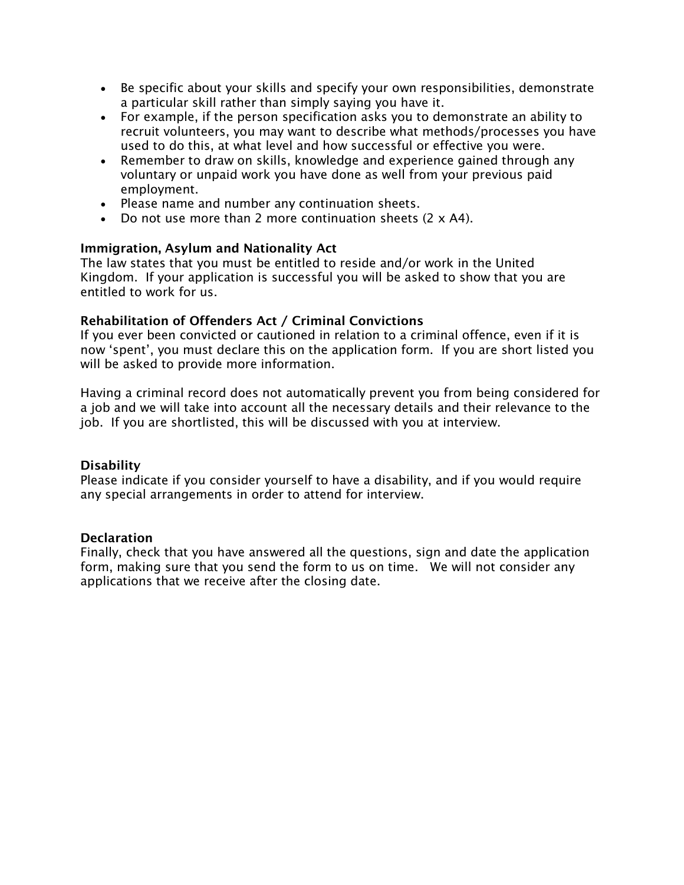- Be specific about your skills and specify your own responsibilities, demonstrate a particular skill rather than simply saying you have it.
- For example, if the person specification asks you to demonstrate an ability to recruit volunteers, you may want to describe what methods/processes you have used to do this, at what level and how successful or effective you were.
- Remember to draw on skills, knowledge and experience gained through any voluntary or unpaid work you have done as well from your previous paid employment.
- Please name and number any continuation sheets.
- Do not use more than 2 more continuation sheets (2 x A4).

**Immigration, Asylum and Nationality Act**
The law states that you must be entitled to reside and/or work in the United Kingdom. If your application is successful you will be asked to show that you are entitled to work for us.

**Rehabilitation of Offenders Act / Criminal Convictions**
If you ever been convicted or cautioned in relation to a criminal offence, even if it is now 'spent', you must declare this on the application form. If you are short listed you will be asked to provide more information.

Having a criminal record does not automatically prevent you from being considered for a job and we will take into account all the necessary details and their relevance to the job. If you are shortlisted, this will be discussed with you at interview.

**Disability**
Please indicate if you consider yourself to have a disability, and if you would require any special arrangements in order to attend for interview.

**Declaration**
Finally, check that you have answered all the questions, sign and date the application form, making sure that you send the form to us on time. We will not consider any applications that we receive after the closing date.